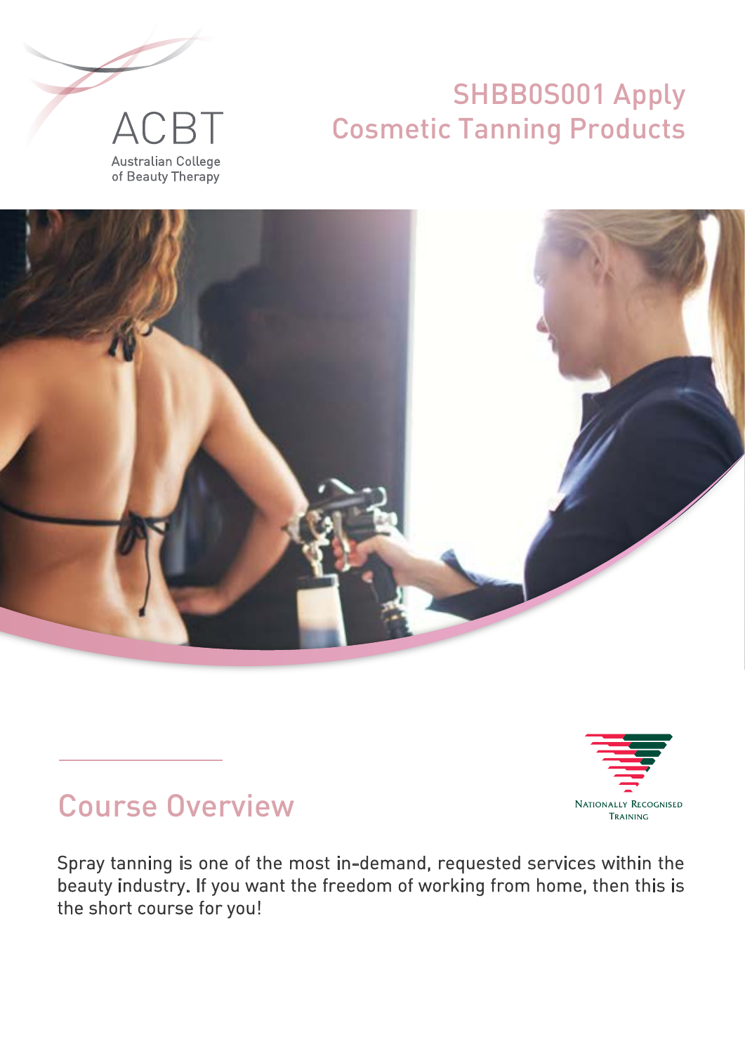ACBT

Australian College of Beauty Therapy

# SHBBOS001 Apply Cosmetic Tanning Products

Nationally Recognised Training

## Course Overview

Spray tanning is one of the most in-demand, requested services within the beauty industry. If you want the freedom of working from home, then this is the short course for you!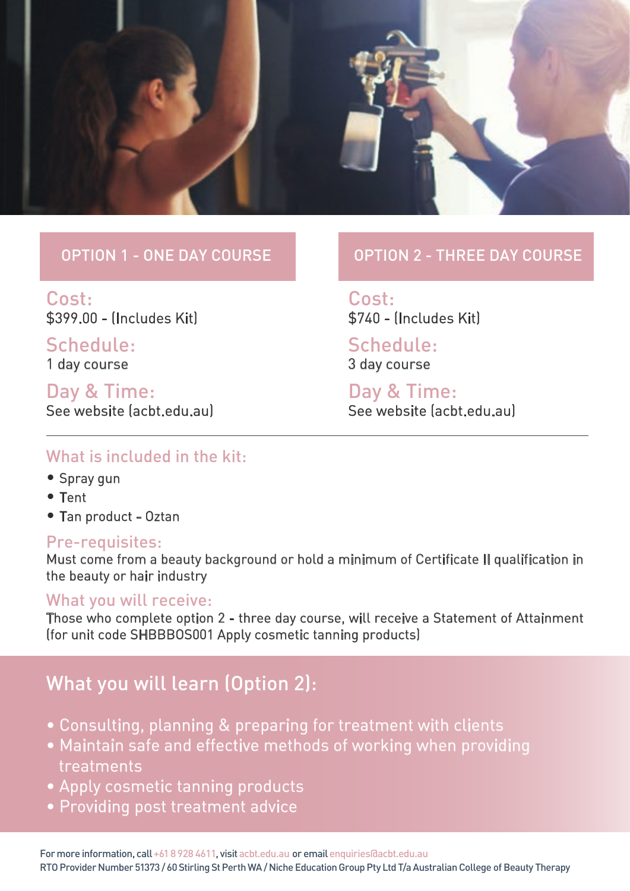## OPTION 1 - ONE DAY COURSE

**Cost:**
$399.00 - (Includes Kit)

**Schedule:**
1 day course

**Day & Time:**
See website (acbt.edu.au)

## OPTION 2 - THREE DAY COURSE

**Cost:**
$740 - (Includes Kit)

**Schedule:**
3 day course

**Day & Time:**
See website (acbt.edu.au)

---

### What is included in the kit:

- Spray gun
- Tent
- Tan product - Oztan

### Pre-requisites:

Must come from a beauty background or hold a minimum of Certificate II qualification in the beauty or hair industry

### What you will receive:

Those who complete option 2 - three day course, will receive a Statement of Attainment (for unit code SHBBBOS001 Apply cosmetic tanning products)

## What you will learn (Option 2):

- Consulting, planning & preparing for treatment with clients
- Maintain safe and effective methods of working when providing treatments
- Apply cosmetic tanning products
- Providing post treatment advice

For more information, call +61 8 928 4611, visit acbt.edu.au or email enquiries@acbt.edu.au
RTO Provider Number 51373 / 60 Stirling St Perth WA / Niche Education Group Pty Ltd T/a Australian College of Beauty Therapy